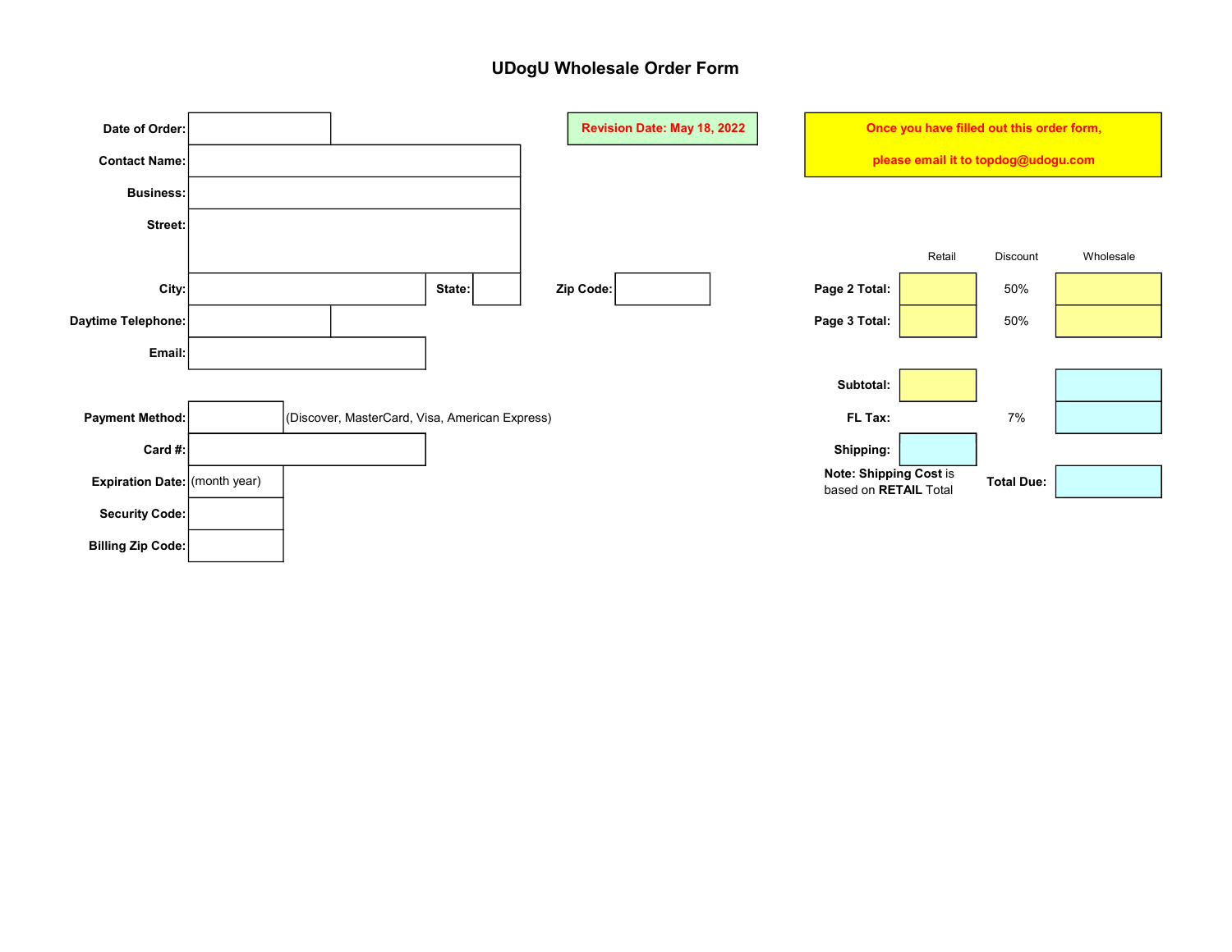# UDogU Wholesale Order Form

**Revision Date: May 18, 2022**

**Once you have filled out this order form,**

**please email it to topdog@udogu.com**

| | | | | | |
|---|---|---|---|---|---|
| **Date of Order:** | | | | | |
| **Contact Name:** | | | | | |
| **Business:** | | | | | |
| **Street:** | | | | | |
| **City:** | | **State:** | | **Zip Code:** | |
| **Daytime Telephone:** | | | | | |
| **Email:** | | | | | |

| | | |
|---|---|---|
| **Payment Method:** | | (Discover, MasterCard, Visa, American Express) |
| **Card #:** | | |
| **Expiration Date:** | (month year) | |
| **Security Code:** | | |
| **Billing Zip Code:** | | |

| | Retail | Discount | Wholesale |
|---|---|---|---|
| **Page 2 Total:** | | 50% | |
| **Page 3 Total:** | | 50% | |
| **Subtotal:** | | | |
| **FL Tax:** | | 7% | |
| **Shipping:** | | | |
| | | **Total Due:** | |

**Note: Shipping Cost** is based on **RETAIL** Total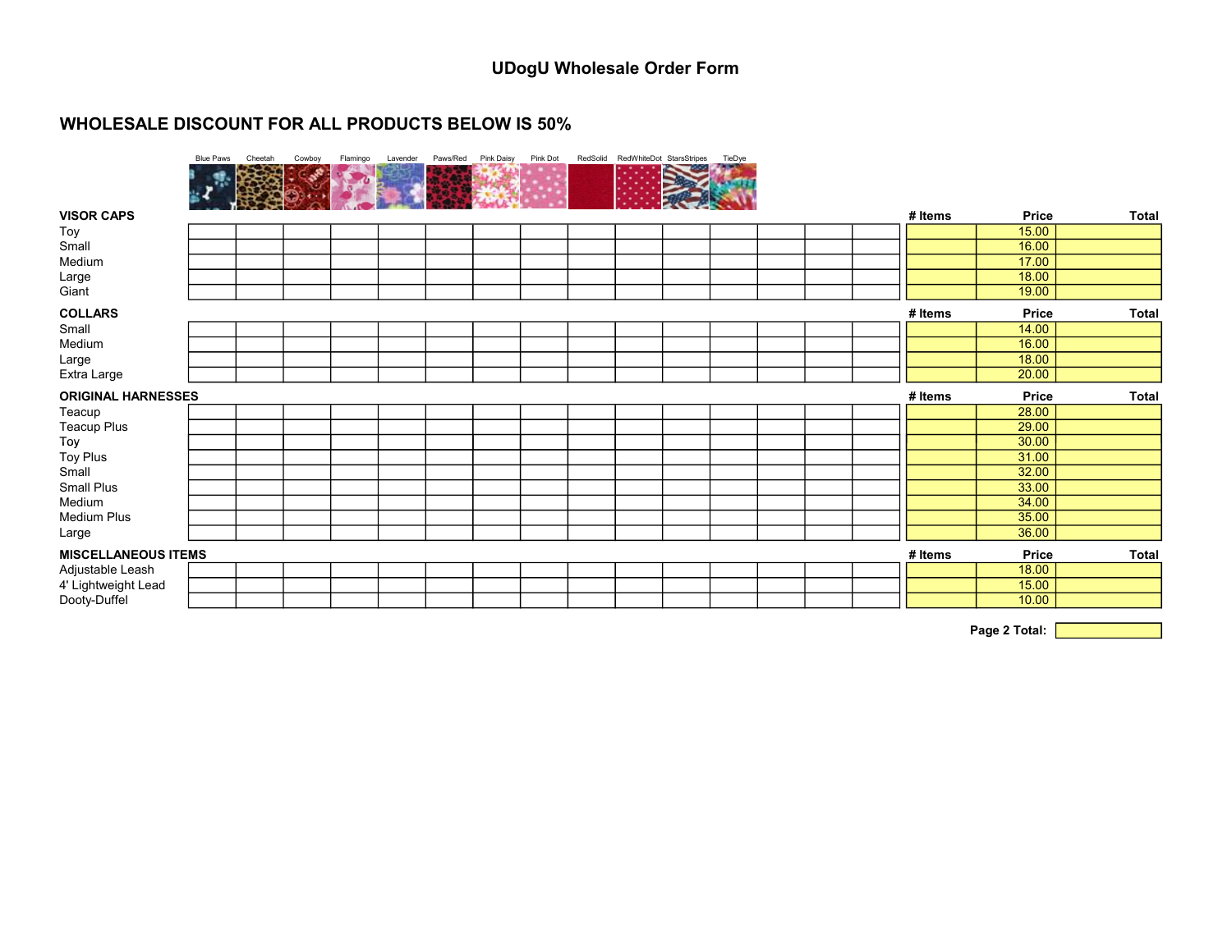# UDogU Wholesale Order Form

## WHOLESALE DISCOUNT FOR ALL PRODUCTS BELOW IS 50%

| | Blue Paws | Cheetah | Cowboy | Flamingo | Lavender | Paws/Red | Pink Daisy | Pink Dot | RedSolid | RedWhiteDot | StarsStripes | TieDye | | | | # Items | Price | Total |
|---|---|---|---|---|---|---|---|---|---|---|---|---|---|---|---|---|---|---|
| **VISOR CAPS** | | | | | | | | | | | | | | | | **# Items** | **Price** | **Total** |
| Toy | | | | | | | | | | | | | | | | | 15.00 | |
| Small | | | | | | | | | | | | | | | | | 16.00 | |
| Medium | | | | | | | | | | | | | | | | | 17.00 | |
| Large | | | | | | | | | | | | | | | | | 18.00 | |
| Giant | | | | | | | | | | | | | | | | | 19.00 | |
| **COLLARS** | | | | | | | | | | | | | | | | **# Items** | **Price** | **Total** |
| Small | | | | | | | | | | | | | | | | | 14.00 | |
| Medium | | | | | | | | | | | | | | | | | 16.00 | |
| Large | | | | | | | | | | | | | | | | | 18.00 | |
| Extra Large | | | | | | | | | | | | | | | | | 20.00 | |
| **ORIGINAL HARNESSES** | | | | | | | | | | | | | | | | **# Items** | **Price** | **Total** |
| Teacup | | | | | | | | | | | | | | | | | 28.00 | |
| Teacup Plus | | | | | | | | | | | | | | | | | 29.00 | |
| Toy | | | | | | | | | | | | | | | | | 30.00 | |
| Toy Plus | | | | | | | | | | | | | | | | | 31.00 | |
| Small | | | | | | | | | | | | | | | | | 32.00 | |
| Small Plus | | | | | | | | | | | | | | | | | 33.00 | |
| Medium | | | | | | | | | | | | | | | | | 34.00 | |
| Medium Plus | | | | | | | | | | | | | | | | | 35.00 | |
| Large | | | | | | | | | | | | | | | | | 36.00 | |
| **MISCELLANEOUS ITEMS** | | | | | | | | | | | | | | | | **# Items** | **Price** | **Total** |
| Adjustable Leash | | | | | | | | | | | | | | | | | 18.00 | |
| 4' Lightweight Lead | | | | | | | | | | | | | | | | | 15.00 | |
| Dooty-Duffel | | | | | | | | | | | | | | | | | 10.00 | |

**Page 2 Total:** ____________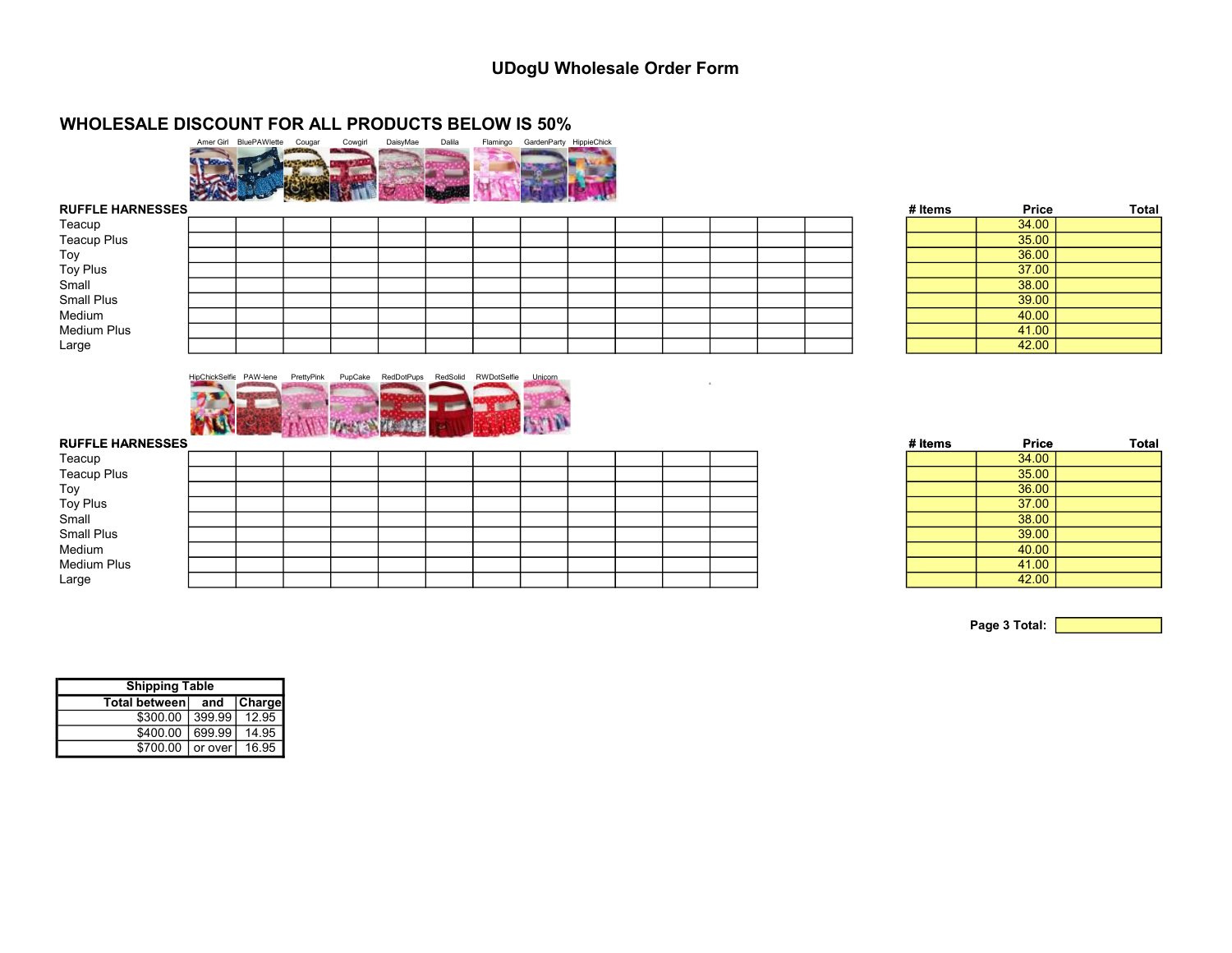# UDogU Wholesale Order Form

## WHOLESALE DISCOUNT FOR ALL PRODUCTS BELOW IS 50%

| RUFFLE HARNESSES | Amer Girl | BluePAWlette | Cougar | Cowgirl | DaisyMae | Dalila | Flamingo | GardenParty | HippieChick | | | | | | # Items | Price | Total |
|---|---|---|---|---|---|---|---|---|---|---|---|---|---|---|---|---|---|
| Teacup | | | | | | | | | | | | | | | | 34.00 | |
| Teacup Plus | | | | | | | | | | | | | | | | 35.00 | |
| Toy | | | | | | | | | | | | | | | | 36.00 | |
| Toy Plus | | | | | | | | | | | | | | | | 37.00 | |
| Small | | | | | | | | | | | | | | | | 38.00 | |
| Small Plus | | | | | | | | | | | | | | | | 39.00 | |
| Medium | | | | | | | | | | | | | | | | 40.00 | |
| Medium Plus | | | | | | | | | | | | | | | | 41.00 | |
| Large | | | | | | | | | | | | | | | | 42.00 | |

| RUFFLE HARNESSES | HipChickSelfie | PAW-lene | PrettyPink | PupCake | RedDotPups | RedSolid | RWDotSelfie | Unicorn | | | | | # Items | Price | Total |
|---|---|---|---|---|---|---|---|---|---|---|---|---|---|---|---|
| Teacup | | | | | | | | | | | | | | 34.00 | |
| Teacup Plus | | | | | | | | | | | | | | 35.00 | |
| Toy | | | | | | | | | | | | | | 36.00 | |
| Toy Plus | | | | | | | | | | | | | | 37.00 | |
| Small | | | | | | | | | | | | | | 38.00 | |
| Small Plus | | | | | | | | | | | | | | 39.00 | |
| Medium | | | | | | | | | | | | | | 40.00 | |
| Medium Plus | | | | | | | | | | | | | | 41.00 | |
| Large | | | | | | | | | | | | | | 42.00 | |

**Page 3 Total:**

| Shipping Table | | |
|---|---|---|
| Total between | and | Charge |
| $300.00 | 399.99 | 12.95 |
| $400.00 | 699.99 | 14.95 |
| $700.00 | or over | 16.95 |